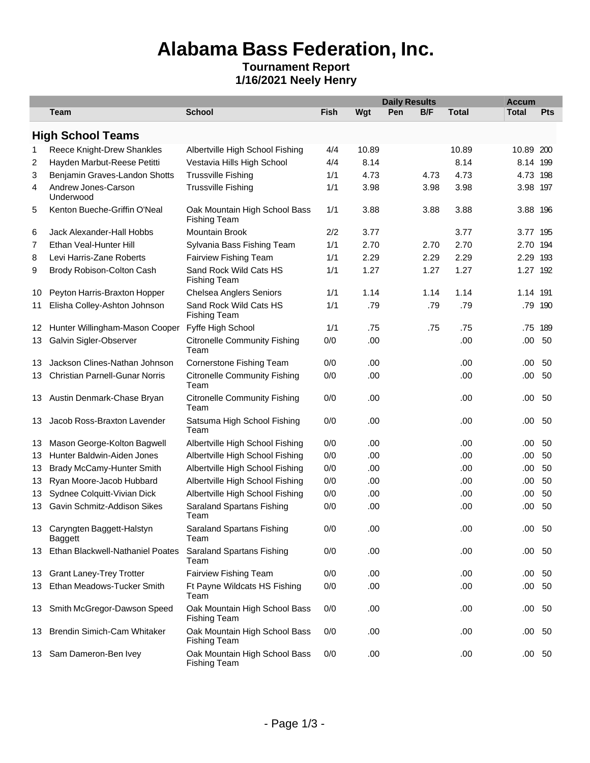# Alabama Bass Federation, Inc.

**Tournament Report**
**1/16/2021 Neely Henry**

| | | | Daily Results | | | | | Accum | |
|---|---|---|---|---|---|---|---|---|---|
| | Team | School | Fish | Wgt | Pen | B/F | Total | Total | Pts |

## High School Teams

| | Team | School | Fish | Wgt | Pen | B/F | Total | Accum Total | Pts |
|---|---|---|---|---|---|---|---|---|---|
| 1 | Reece Knight-Drew Shankles | Albertville High School Fishing | 4/4 | 10.89 | | | 10.89 | 10.89 | 200 |
| 2 | Hayden Marbut-Reese Petitti | Vestavia Hills High School | 4/4 | 8.14 | | | 8.14 | 8.14 | 199 |
| 3 | Benjamin Graves-Landon Shotts | Trussville Fishing | 1/1 | 4.73 | | 4.73 | 4.73 | 4.73 | 198 |
| 4 | Andrew Jones-Carson Underwood | Trussville Fishing | 1/1 | 3.98 | | 3.98 | 3.98 | 3.98 | 197 |
| 5 | Kenton Bueche-Griffin O'Neal | Oak Mountain High School Bass Fishing Team | 1/1 | 3.88 | | 3.88 | 3.88 | 3.88 | 196 |
| 6 | Jack Alexander-Hall Hobbs | Mountain Brook | 2/2 | 3.77 | | | 3.77 | 3.77 | 195 |
| 7 | Ethan Veal-Hunter Hill | Sylvania Bass Fishing Team | 1/1 | 2.70 | | 2.70 | 2.70 | 2.70 | 194 |
| 8 | Levi Harris-Zane Roberts | Fairview Fishing Team | 1/1 | 2.29 | | 2.29 | 2.29 | 2.29 | 193 |
| 9 | Brody Robison-Colton Cash | Sand Rock Wild Cats HS Fishing Team | 1/1 | 1.27 | | 1.27 | 1.27 | 1.27 | 192 |
| 10 | Peyton Harris-Braxton Hopper | Chelsea Anglers Seniors | 1/1 | 1.14 | | 1.14 | 1.14 | 1.14 | 191 |
| 11 | Elisha Colley-Ashton Johnson | Sand Rock Wild Cats HS Fishing Team | 1/1 | .79 | | .79 | .79 | .79 | 190 |
| 12 | Hunter Willingham-Mason Cooper | Fyffe High School | 1/1 | .75 | | .75 | .75 | .75 | 189 |
| 13 | Galvin Sigler-Observer | Citronelle Community Fishing Team | 0/0 | .00 | | | .00 | .00 | 50 |
| 13 | Jackson Clines-Nathan Johnson | Cornerstone Fishing Team | 0/0 | .00 | | | .00 | .00 | 50 |
| 13 | Christian Parnell-Gunar Norris | Citronelle Community Fishing Team | 0/0 | .00 | | | .00 | .00 | 50 |
| 13 | Austin Denmark-Chase Bryan | Citronelle Community Fishing Team | 0/0 | .00 | | | .00 | .00 | 50 |
| 13 | Jacob Ross-Braxton Lavender | Satsuma High School Fishing Team | 0/0 | .00 | | | .00 | .00 | 50 |
| 13 | Mason George-Kolton Bagwell | Albertville High School Fishing | 0/0 | .00 | | | .00 | .00 | 50 |
| 13 | Hunter Baldwin-Aiden Jones | Albertville High School Fishing | 0/0 | .00 | | | .00 | .00 | 50 |
| 13 | Brady McCamy-Hunter Smith | Albertville High School Fishing | 0/0 | .00 | | | .00 | .00 | 50 |
| 13 | Ryan Moore-Jacob Hubbard | Albertville High School Fishing | 0/0 | .00 | | | .00 | .00 | 50 |
| 13 | Sydnee Colquitt-Vivian Dick | Albertville High School Fishing | 0/0 | .00 | | | .00 | .00 | 50 |
| 13 | Gavin Schmitz-Addison Sikes | Saraland Spartans Fishing Team | 0/0 | .00 | | | .00 | .00 | 50 |
| 13 | Caryngten Baggett-Halstyn Baggett | Saraland Spartans Fishing Team | 0/0 | .00 | | | .00 | .00 | 50 |
| 13 | Ethan Blackwell-Nathaniel Poates | Saraland Spartans Fishing Team | 0/0 | .00 | | | .00 | .00 | 50 |
| 13 | Grant Laney-Trey Trotter | Fairview Fishing Team | 0/0 | .00 | | | .00 | .00 | 50 |
| 13 | Ethan Meadows-Tucker Smith | Ft Payne Wildcats HS Fishing Team | 0/0 | .00 | | | .00 | .00 | 50 |
| 13 | Smith McGregor-Dawson Speed | Oak Mountain High School Bass Fishing Team | 0/0 | .00 | | | .00 | .00 | 50 |
| 13 | Brendin Simich-Cam Whitaker | Oak Mountain High School Bass Fishing Team | 0/0 | .00 | | | .00 | .00 | 50 |
| 13 | Sam Dameron-Ben Ivey | Oak Mountain High School Bass Fishing Team | 0/0 | .00 | | | .00 | .00 | 50 |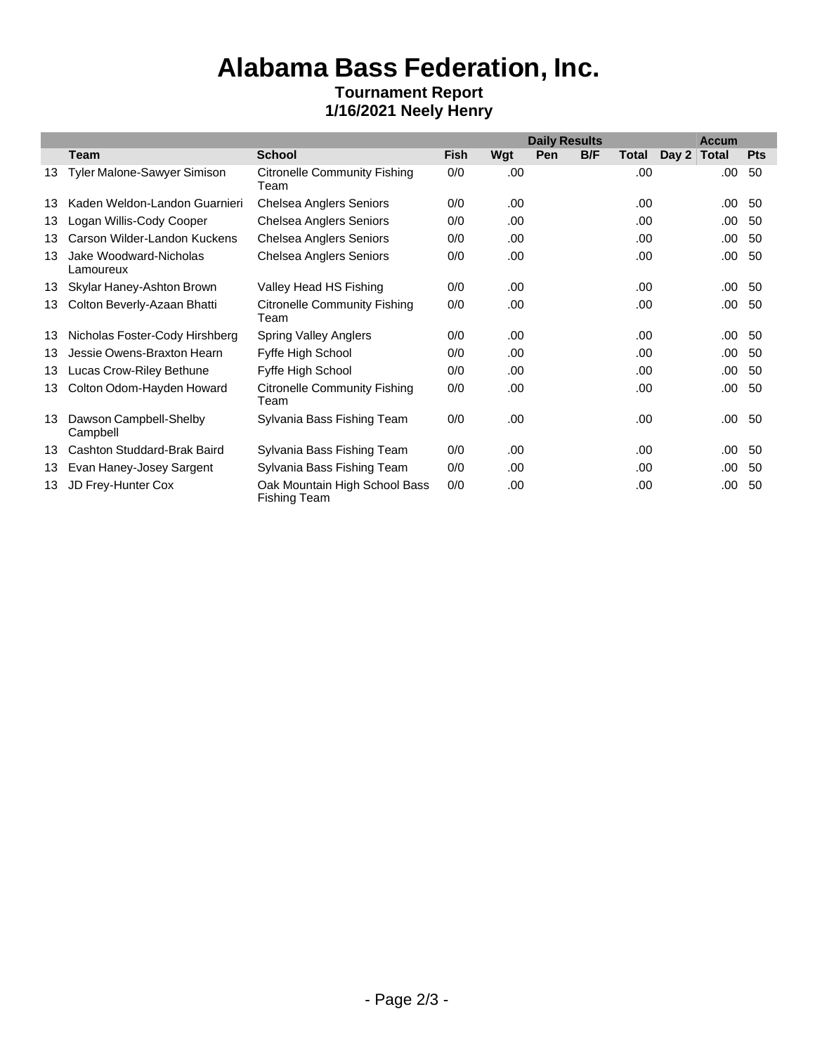# Alabama Bass Federation, Inc.

**Tournament Report**
**1/16/2021 Neely Henry**

| | | | Daily Results | | | | | | Accum | |
|---|---|---|---|---|---|---|---|---|---|---|
| | **Team** | **School** | **Fish** | **Wgt** | **Pen** | **B/F** | **Total** | **Day 2** | **Total** | **Pts** |
| 13 | Tyler Malone-Sawyer Simison | Citronelle Community Fishing Team | 0/0 | .00 | | | .00 | | .00 | 50 |
| 13 | Kaden Weldon-Landon Guarnieri | Chelsea Anglers Seniors | 0/0 | .00 | | | .00 | | .00 | 50 |
| 13 | Logan Willis-Cody Cooper | Chelsea Anglers Seniors | 0/0 | .00 | | | .00 | | .00 | 50 |
| 13 | Carson Wilder-Landon Kuckens | Chelsea Anglers Seniors | 0/0 | .00 | | | .00 | | .00 | 50 |
| 13 | Jake Woodward-Nicholas Lamoureux | Chelsea Anglers Seniors | 0/0 | .00 | | | .00 | | .00 | 50 |
| 13 | Skylar Haney-Ashton Brown | Valley Head HS Fishing | 0/0 | .00 | | | .00 | | .00 | 50 |
| 13 | Colton Beverly-Azaan Bhatti | Citronelle Community Fishing Team | 0/0 | .00 | | | .00 | | .00 | 50 |
| 13 | Nicholas Foster-Cody Hirshberg | Spring Valley Anglers | 0/0 | .00 | | | .00 | | .00 | 50 |
| 13 | Jessie Owens-Braxton Hearn | Fyffe High School | 0/0 | .00 | | | .00 | | .00 | 50 |
| 13 | Lucas Crow-Riley Bethune | Fyffe High School | 0/0 | .00 | | | .00 | | .00 | 50 |
| 13 | Colton Odom-Hayden Howard | Citronelle Community Fishing Team | 0/0 | .00 | | | .00 | | .00 | 50 |
| 13 | Dawson Campbell-Shelby Campbell | Sylvania Bass Fishing Team | 0/0 | .00 | | | .00 | | .00 | 50 |
| 13 | Cashton Studdard-Brak Baird | Sylvania Bass Fishing Team | 0/0 | .00 | | | .00 | | .00 | 50 |
| 13 | Evan Haney-Josey Sargent | Sylvania Bass Fishing Team | 0/0 | .00 | | | .00 | | .00 | 50 |
| 13 | JD Frey-Hunter Cox | Oak Mountain High School Bass Fishing Team | 0/0 | .00 | | | .00 | | .00 | 50 |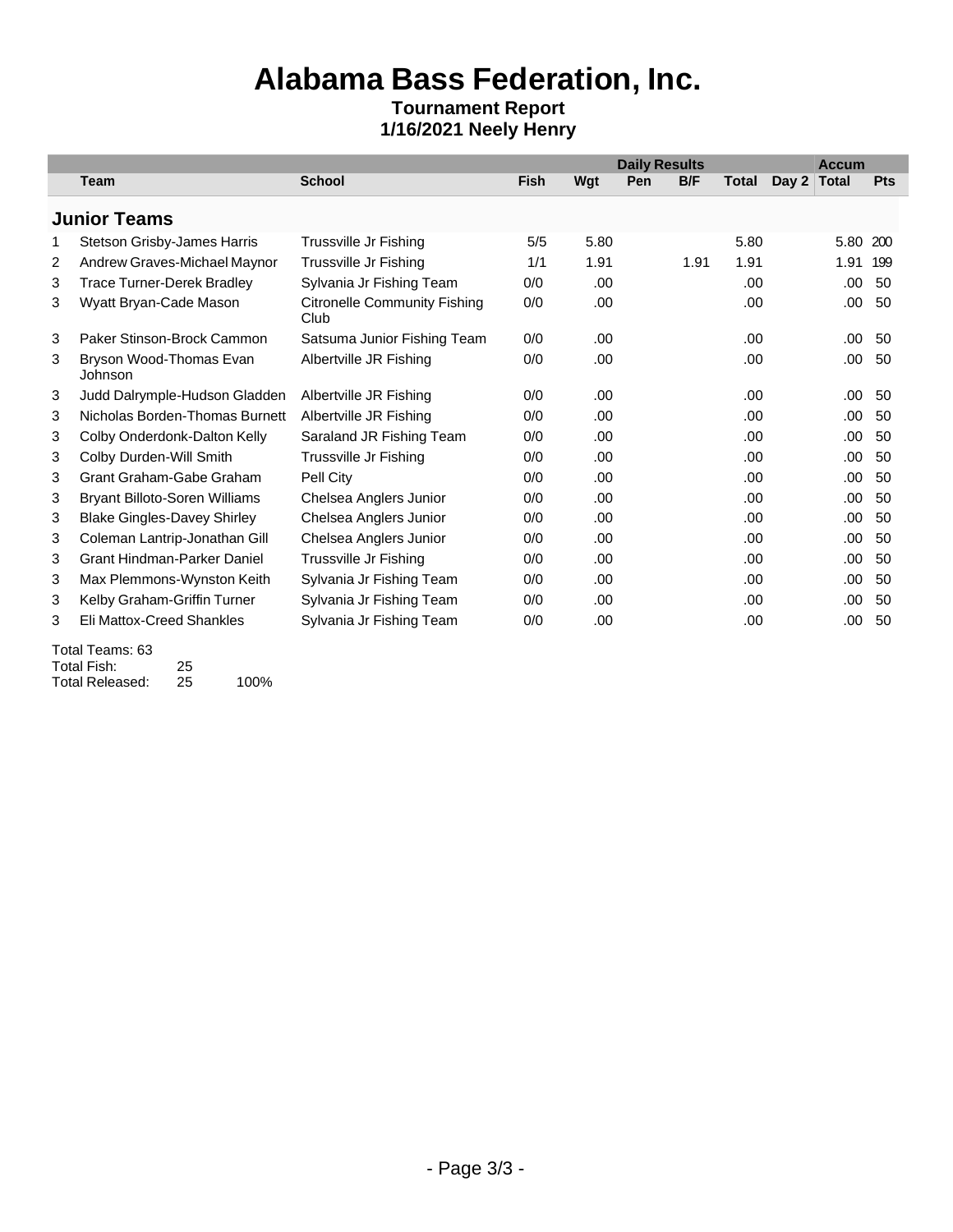# Alabama Bass Federation, Inc.

**Tournament Report**

**1/16/2021 Neely Henry**

| | | | Daily Results | | | | | | Accum | |
|---|---|---|---|---|---|---|---|---|---|---|
| | **Team** | **School** | **Fish** | **Wgt** | **Pen** | **B/F** | **Total** | **Day 2** | **Total** | **Pts** |

## Junior Teams

| | Team | School | Fish | Wgt | Pen | B/F | Total | Day 2 | Total | Pts |
|---|---|---|---|---|---|---|---|---|---|---|
| 1 | Stetson Grisby-James Harris | Trussville Jr Fishing | 5/5 | 5.80 | | | 5.80 | | 5.80 | 200 |
| 2 | Andrew Graves-Michael Maynor | Trussville Jr Fishing | 1/1 | 1.91 | | 1.91 | 1.91 | | 1.91 | 199 |
| 3 | Trace Turner-Derek Bradley | Sylvania Jr Fishing Team | 0/0 | .00 | | | .00 | | .00 | 50 |
| 3 | Wyatt Bryan-Cade Mason | Citronelle Community Fishing Club | 0/0 | .00 | | | .00 | | .00 | 50 |
| 3 | Paker Stinson-Brock Cammon | Satsuma Junior Fishing Team | 0/0 | .00 | | | .00 | | .00 | 50 |
| 3 | Bryson Wood-Thomas Evan Johnson | Albertville JR Fishing | 0/0 | .00 | | | .00 | | .00 | 50 |
| 3 | Judd Dalrymple-Hudson Gladden | Albertville JR Fishing | 0/0 | .00 | | | .00 | | .00 | 50 |
| 3 | Nicholas Borden-Thomas Burnett | Albertville JR Fishing | 0/0 | .00 | | | .00 | | .00 | 50 |
| 3 | Colby Onderdonk-Dalton Kelly | Saraland JR Fishing Team | 0/0 | .00 | | | .00 | | .00 | 50 |
| 3 | Colby Durden-Will Smith | Trussville Jr Fishing | 0/0 | .00 | | | .00 | | .00 | 50 |
| 3 | Grant Graham-Gabe Graham | Pell City | 0/0 | .00 | | | .00 | | .00 | 50 |
| 3 | Bryant Billoto-Soren Williams | Chelsea Anglers Junior | 0/0 | .00 | | | .00 | | .00 | 50 |
| 3 | Blake Gingles-Davey Shirley | Chelsea Anglers Junior | 0/0 | .00 | | | .00 | | .00 | 50 |
| 3 | Coleman Lantrip-Jonathan Gill | Chelsea Anglers Junior | 0/0 | .00 | | | .00 | | .00 | 50 |
| 3 | Grant Hindman-Parker Daniel | Trussville Jr Fishing | 0/0 | .00 | | | .00 | | .00 | 50 |
| 3 | Max Plemmons-Wynston Keith | Sylvania Jr Fishing Team | 0/0 | .00 | | | .00 | | .00 | 50 |
| 3 | Kelby Graham-Griffin Turner | Sylvania Jr Fishing Team | 0/0 | .00 | | | .00 | | .00 | 50 |
| 3 | Eli Mattox-Creed Shankles | Sylvania Jr Fishing Team | 0/0 | .00 | | | .00 | | .00 | 50 |

Total Teams: 63

Total Fish: 25

Total Released: 25 100%